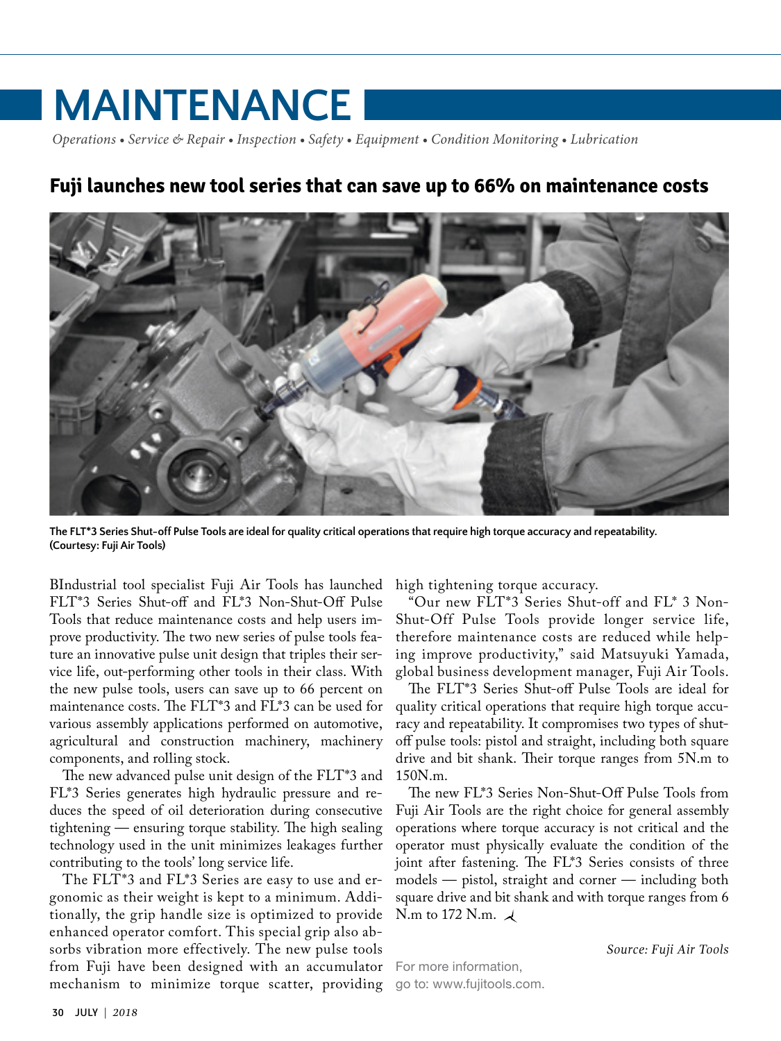# MAINTENANCE

*Operations • Service & Repair • Inspection • Safety • Equipment • Condition Monitoring • Lubrication*

## Fuji launches new tool series that can save up to 66% on maintenance costs

**The FLT*3 Series Shut-off Pulse Tools are ideal for quality critical operations that require high torque accuracy and repeatability. (Courtesy: Fuji Air Tools)**

BIndustrial tool specialist Fuji Air Tools has launched FLT*3 Series Shut-off and FL*3 Non-Shut-Off Pulse Tools that reduce maintenance costs and help users improve productivity. The two new series of pulse tools feature an innovative pulse unit design that triples their service life, out-performing other tools in their class. With the new pulse tools, users can save up to 66 percent on maintenance costs. The FLT*3 and FL*3 can be used for various assembly applications performed on automotive, agricultural and construction machinery, machinery components, and rolling stock.

The new advanced pulse unit design of the FLT*3 and FL*3 Series generates high hydraulic pressure and reduces the speed of oil deterioration during consecutive tightening — ensuring torque stability. The high sealing technology used in the unit minimizes leakages further contributing to the tools' long service life.

The FLT*3 and FL*3 Series are easy to use and ergonomic as their weight is kept to a minimum. Additionally, the grip handle size is optimized to provide enhanced operator comfort. This special grip also absorbs vibration more effectively. The new pulse tools from Fuji have been designed with an accumulator mechanism to minimize torque scatter, providing high tightening torque accuracy.

"Our new FLT*3 Series Shut-off and FL* 3 Non-Shut-Off Pulse Tools provide longer service life, therefore maintenance costs are reduced while helping improve productivity," said Matsuyuki Yamada, global business development manager, Fuji Air Tools.

The FLT*3 Series Shut-off Pulse Tools are ideal for quality critical operations that require high torque accuracy and repeatability. It compromises two types of shut-off pulse tools: pistol and straight, including both square drive and bit shank. Their torque ranges from 5N.m to 150N.m.

The new FL*3 Series Non-Shut-Off Pulse Tools from Fuji Air Tools are the right choice for general assembly operations where torque accuracy is not critical and the operator must physically evaluate the condition of the joint after fastening. The FL*3 Series consists of three models — pistol, straight and corner — including both square drive and bit shank and with torque ranges from 6 N.m to 172 N.m.

*Source: Fuji Air Tools*

For more information, go to: www.fujitools.com.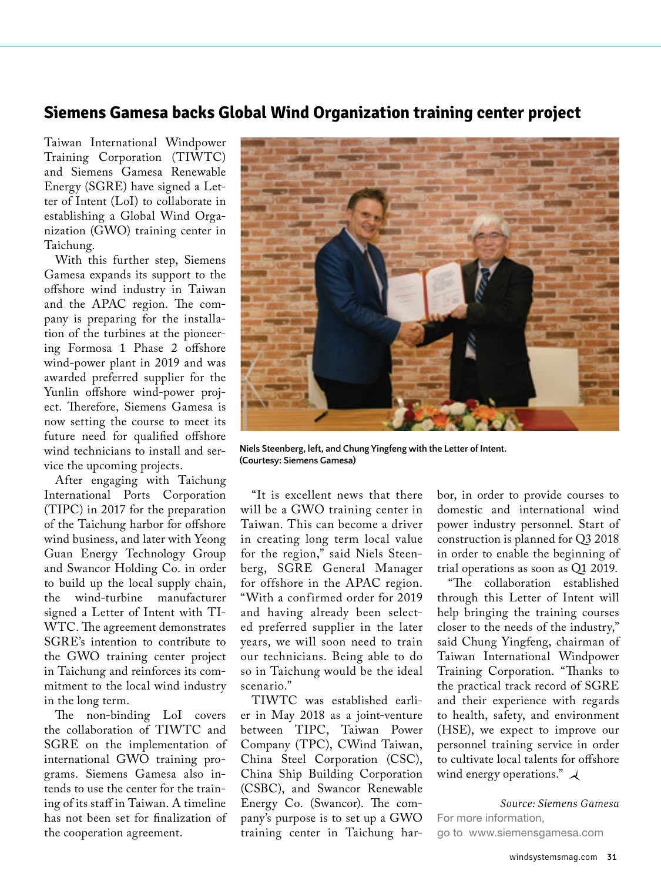## Siemens Gamesa backs Global Wind Organization training center project

Taiwan International Windpower Training Corporation (TIWTC) and Siemens Gamesa Renewable Energy (SGRE) have signed a Letter of Intent (LoI) to collaborate in establishing a Global Wind Organization (GWO) training center in Taichung.

With this further step, Siemens Gamesa expands its support to the offshore wind industry in Taiwan and the APAC region. The company is preparing for the installation of the turbines at the pioneering Formosa 1 Phase 2 offshore wind-power plant in 2019 and was awarded preferred supplier for the Yunlin offshore wind-power project. Therefore, Siemens Gamesa is now setting the course to meet its future need for qualified offshore wind technicians to install and service the upcoming projects.

After engaging with Taichung International Ports Corporation (TIPC) in 2017 for the preparation of the Taichung harbor for offshore wind business, and later with Yeong Guan Energy Technology Group and Swancor Holding Co. in order to build up the local supply chain, the wind-turbine manufacturer signed a Letter of Intent with TIWTC. The agreement demonstrates SGRE's intention to contribute to the GWO training center project in Taichung and reinforces its commitment to the local wind industry in the long term.

The non-binding LoI covers the collaboration of TIWTC and SGRE on the implementation of international GWO training programs. Siemens Gamesa also intends to use the center for the training of its staff in Taiwan. A timeline has not been set for finalization of the cooperation agreement.

Niels Steenberg, left, and Chung Yingfeng with the Letter of Intent. (Courtesy: Siemens Gamesa)

"It is excellent news that there will be a GWO training center in Taiwan. This can become a driver in creating long term local value for the region," said Niels Steenberg, SGRE General Manager for offshore in the APAC region. "With a confirmed order for 2019 and having already been selected preferred supplier in the later years, we will soon need to train our technicians. Being able to do so in Taichung would be the ideal scenario."

TIWTC was established earlier in May 2018 as a joint-venture between TIPC, Taiwan Power Company (TPC), CWind Taiwan, China Steel Corporation (CSC), China Ship Building Corporation (CSBC), and Swancor Renewable Energy Co. (Swancor). The company's purpose is to set up a GWO training center in Taichung harbor, in order to provide courses to domestic and international wind power industry personnel. Start of construction is planned for Q3 2018 in order to enable the beginning of trial operations as soon as Q1 2019.

"The collaboration established through this Letter of Intent will help bringing the training courses closer to the needs of the industry," said Chung Yingfeng, chairman of Taiwan International Windpower Training Corporation. "Thanks to the practical track record of SGRE and their experience with regards to health, safety, and environment (HSE), we expect to improve our personnel training service in order to cultivate local talents for offshore wind energy operations."

*Source: Siemens Gamesa*

For more information, go to www.siemensgamesa.com